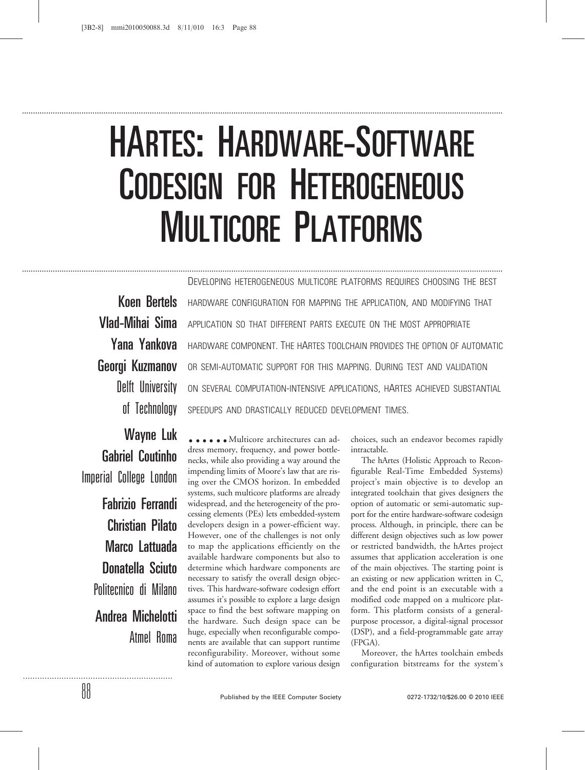# HARTES: HARDWARE-SOFTWARE CODESIGN FOR HETEROGENEOUS MULTICORE PLATFORMS

**Koen Bertels**
**Vlad-Mihai Sima**
**Yana Yankova**
**Georgi Kuzmanov**
Delft University of Technology

**Wayne Luk**
**Gabriel Coutinho**
Imperial College London

**Fabrizio Ferrandi**
**Christian Pilato**
**Marco Lattuada**
**Donatella Sciuto**
Politecnico di Milano

**Andrea Michelotti**
Atmel Roma

DEVELOPING HETEROGENEOUS MULTICORE PLATFORMS REQUIRES CHOOSING THE BEST HARDWARE CONFIGURATION FOR MAPPING THE APPLICATION, AND MODIFYING THAT APPLICATION SO THAT DIFFERENT PARTS EXECUTE ON THE MOST APPROPRIATE HARDWARE COMPONENT. THE HARTES TOOLCHAIN PROVIDES THE OPTION OF AUTOMATIC OR SEMI-AUTOMATIC SUPPORT FOR THIS MAPPING. DURING TEST AND VALIDATION ON SEVERAL COMPUTATION-INTENSIVE APPLICATIONS, HARTES ACHIEVED SUBSTANTIAL SPEEDUPS AND DRASTICALLY REDUCED DEVELOPMENT TIMES.

Multicore architectures can address memory, frequency, and power bottlenecks, while also providing a way around the impending limits of Moore's law that are rising over the CMOS horizon. In embedded systems, such multicore platforms are already widespread, and the heterogeneity of the processing elements (PEs) lets embedded-system developers design in a power-efficient way. However, one of the challenges is not only to map the applications efficiently on the available hardware components but also to determine which hardware components are necessary to satisfy the overall design objectives. This hardware-software codesign effort assumes it's possible to explore a large design space to find the best software mapping on the hardware. Such design space can be huge, especially when reconfigurable components are available that can support runtime reconfigurability. Moreover, without some kind of automation to explore various design choices, such an endeavor becomes rapidly intractable.

The hArtes (Holistic Approach to Reconfigurable Real-Time Embedded Systems) project's main objective is to develop an integrated toolchain that gives designers the option of automatic or semi-automatic support for the entire hardware-software codesign process. Although, in principle, there can be different design objectives such as low power or restricted bandwidth, the hArtes project assumes that application acceleration is one of the main objectives. The starting point is an existing or new application written in C, and the end point is an executable with a modified code mapped on a multicore platform. This platform consists of a general-purpose processor, a digital-signal processor (DSP), and a field-programmable gate array (FPGA).

Moreover, the hArtes toolchain embeds configuration bitstreams for the system's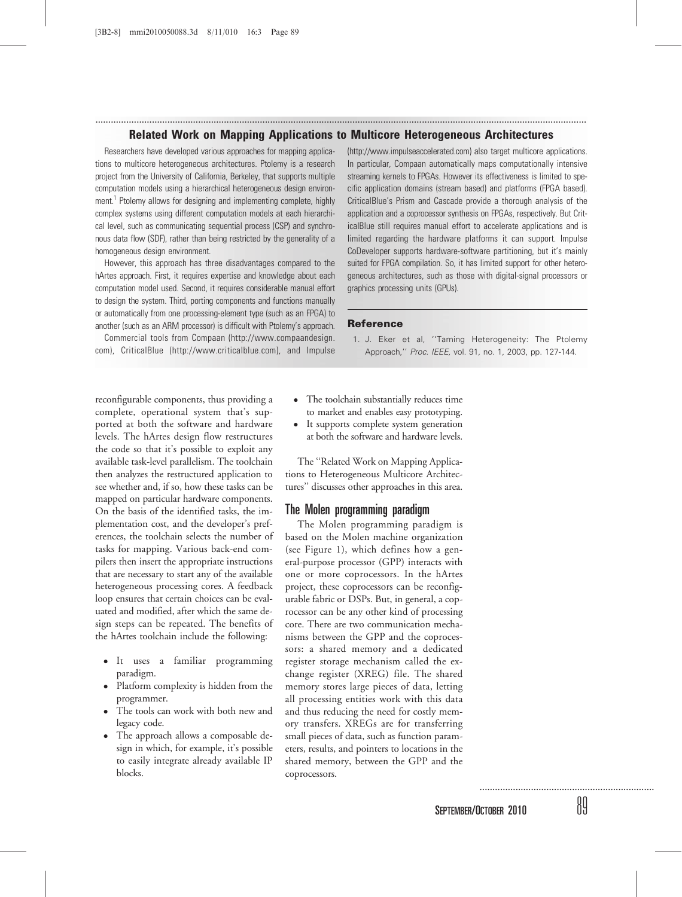## Related Work on Mapping Applications to Multicore Heterogeneous Architectures

Researchers have developed various approaches for mapping applications to multicore heterogeneous architectures. Ptolemy is a research project from the University of California, Berkeley, that supports multiple computation models using a hierarchical heterogeneous design environment.[1] Ptolemy allows for designing and implementing complete, highly complex systems using different computation models at each hierarchical level, such as communicating sequential process (CSP) and synchronous data flow (SDF), rather than being restricted by the generality of a homogeneous design environment.

However, this approach has three disadvantages compared to the hArtes approach. First, it requires expertise and knowledge about each computation model used. Second, it requires considerable manual effort to design the system. Third, porting components and functions manually or automatically from one processing-element type (such as an FPGA) to another (such as an ARM processor) is difficult with Ptolemy's approach.

Commercial tools from Compaan (http://www.compaandesign.com), CriticalBlue (http://www.criticalblue.com), and Impulse (http://www.impulseaccelerated.com) also target multicore applications. In particular, Compaan automatically maps computationally intensive streaming kernels to FPGAs. However its effectiveness is limited to specific application domains (stream based) and platforms (FPGA based). CriticalBlue's Prism and Cascade provide a thorough analysis of the application and a coprocessor synthesis on FPGAs, respectively. But CriticalBlue still requires manual effort to accelerate applications and is limited regarding the hardware platforms it can support. Impulse CoDeveloper supports hardware-software partitioning, but it's mainly suited for FPGA compilation. So, it has limited support for other heterogeneous architectures, such as those with digital-signal processors or graphics processing units (GPUs).

### Reference

1. J. Eker et al, "Taming Heterogeneity: The Ptolemy Approach," *Proc. IEEE*, vol. 91, no. 1, 2003, pp. 127-144.

reconfigurable components, thus providing a complete, operational system that's supported at both the software and hardware levels. The hArtes design flow restructures the code so that it's possible to exploit any available task-level parallelism. The toolchain then analyzes the restructured application to see whether and, if so, how these tasks can be mapped on particular hardware components. On the basis of the identified tasks, the implementation cost, and the developer's preferences, the toolchain selects the number of tasks for mapping. Various back-end compilers then insert the appropriate instructions that are necessary to start any of the available heterogeneous processing cores. A feedback loop ensures that certain choices can be evaluated and modified, after which the same design steps can be repeated. The benefits of the hArtes toolchain include the following:

- It uses a familiar programming paradigm.
- Platform complexity is hidden from the programmer.
- The tools can work with both new and legacy code.
- The approach allows a composable design in which, for example, it's possible to easily integrate already available IP blocks.
- The toolchain substantially reduces time to market and enables easy prototyping.
- It supports complete system generation at both the software and hardware levels.

The "Related Work on Mapping Applications to Heterogeneous Multicore Architectures" discusses other approaches in this area.

## The Molen programming paradigm

The Molen programming paradigm is based on the Molen machine organization (see Figure 1), which defines how a general-purpose processor (GPP) interacts with one or more coprocessors. In the hArtes project, these coprocessors can be reconfigurable fabric or DSPs. But, in general, a coprocessor can be any other kind of processing core. There are two communication mechanisms between the GPP and the coprocessors: a shared memory and a dedicated register storage mechanism called the exchange register (XREG) file. The shared memory stores large pieces of data, letting all processing entities work with this data and thus reducing the need for costly memory transfers. XREGs are for transferring small pieces of data, such as function parameters, results, and pointers to locations in the shared memory, between the GPP and the coprocessors.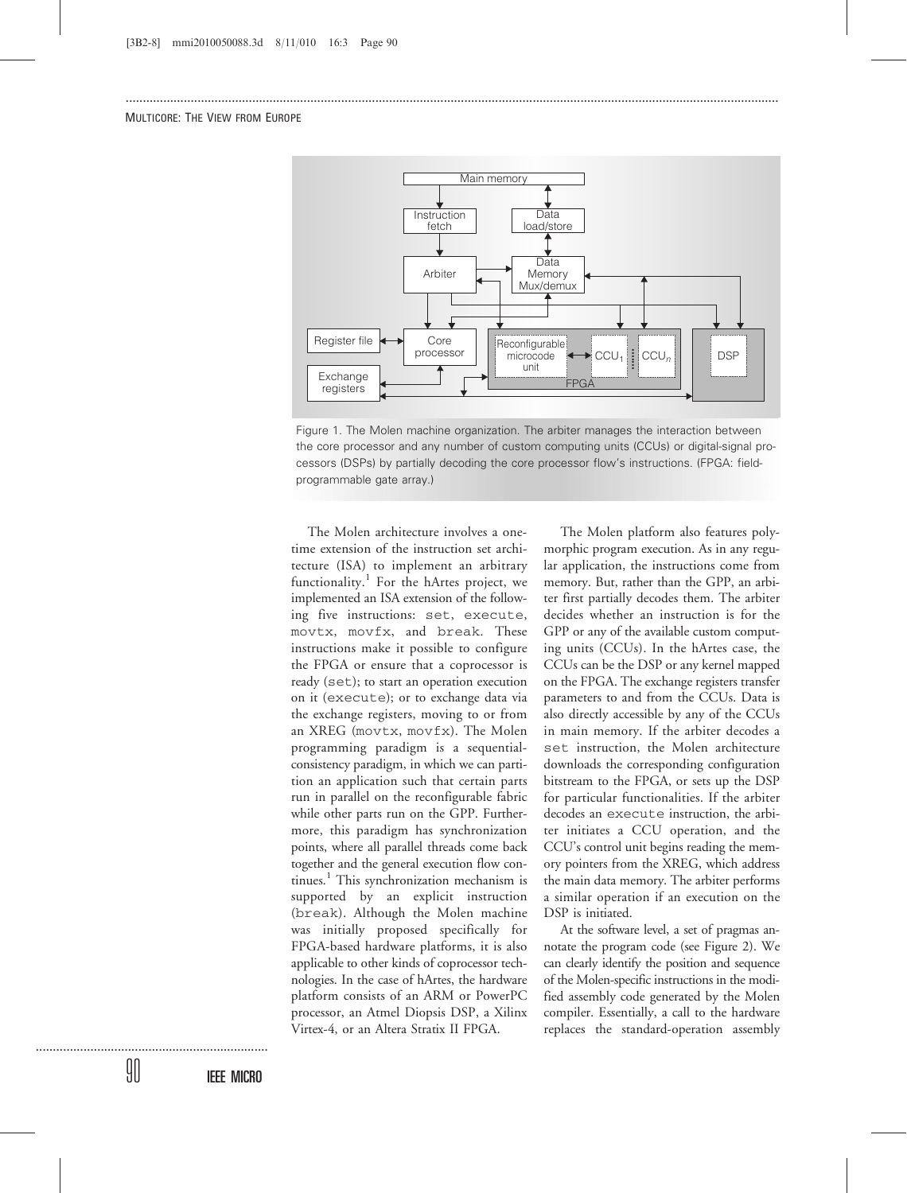Main memory

Instruction fetch

Data load/store

Arbiter

Data Memory Mux/demux

Register file

Core processor

Reconfigurable microcode unit

$CCU_1$

$CCU_n$

DSP

Exchange registers

FPGA

Figure 1. The Molen machine organization. The arbiter manages the interaction between the core processor and any number of custom computing units (CCUs) or digital-signal processors (DSPs) by partially decoding the core processor flow's instructions. (FPGA: field-programmable gate array.)

The Molen architecture involves a one-time extension of the instruction set architecture (ISA) to implement an arbitrary functionality.[1] For the hArtes project, we implemented an ISA extension of the following five instructions: `set`, `execute`, `movtx`, `movfx`, and `break`. These instructions make it possible to configure the FPGA or ensure that a coprocessor is ready (`set`); to start an operation execution on it (`execute`); or to exchange data via the exchange registers, moving to or from an XREG (`movtx`, `movfx`). The Molen programming paradigm is a sequential-consistency paradigm, in which we can partition an application such that certain parts run in parallel on the reconfigurable fabric while other parts run on the GPP. Furthermore, this paradigm has synchronization points, where all parallel threads come back together and the general execution flow continues.[1] This synchronization mechanism is supported by an explicit instruction (`break`). Although the Molen machine was initially proposed specifically for FPGA-based hardware platforms, it is also applicable to other kinds of coprocessor technologies. In the case of hArtes, the hardware platform consists of an ARM or PowerPC processor, an Atmel Diopsis DSP, a Xilinx Virtex-4, or an Altera Stratix II FPGA.

The Molen platform also features polymorphic program execution. As in any regular application, the instructions come from memory. But, rather than the GPP, an arbiter first partially decodes them. The arbiter decides whether an instruction is for the GPP or any of the available custom computing units (CCUs). In the hArtes case, the CCUs can be the DSP or any kernel mapped on the FPGA. The exchange registers transfer parameters to and from the CCUs. Data is also directly accessible by any of the CCUs in main memory. If the arbiter decodes a `set` instruction, the Molen architecture downloads the corresponding configuration bitstream to the FPGA, or sets up the DSP for particular functionalities. If the arbiter decodes an `execute` instruction, the arbiter initiates a CCU operation, and the CCU's control unit begins reading the memory pointers from the XREG, which address the main data memory. The arbiter performs a similar operation if an execution on the DSP is initiated.

At the software level, a set of pragmas annotate the program code (see Figure 2). We can clearly identify the position and sequence of the Molen-specific instructions in the modified assembly code generated by the Molen compiler. Essentially, a call to the hardware replaces the standard-operation assembly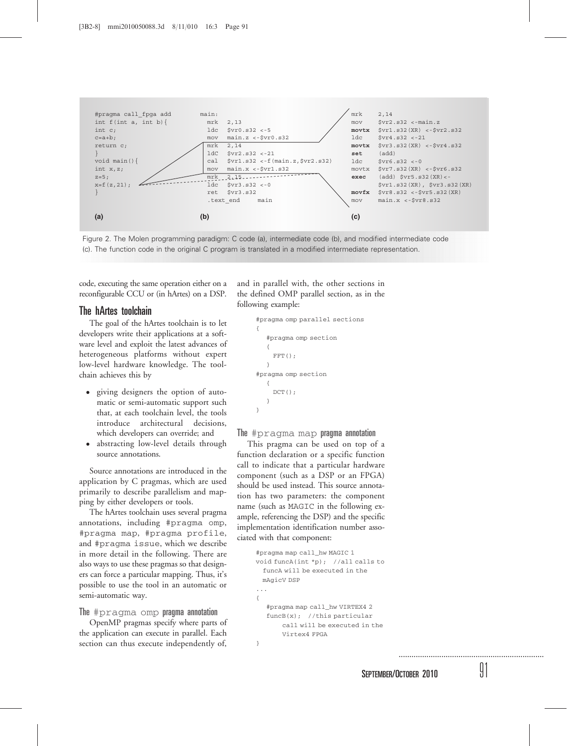```
#pragma call_fpga add
int f(int a, int b){
int c;
c=a+b;
return c;
}
void main(){
int x,z;
z=5;
x=f(z,21);
}
```

```
main:
  mrk  2,13
  ldc  $vr0.s32 <-5
  mov  main.z <-$vr0.s32
  mrk  2,14
  ldC  $vr2.s32 <-21
  cal  $vr1.s32 <-f(main.z,$vr2.s32)
  mov  main.x <-$vr1.s32
  mrk  2,15
  ldc  $vr3.s32 <-0
  ret  $vr3.s32
  .text_end    main
```

```
mrk    2,14
mov    $vr2.s32 <-main.z
movtx  $vr1.s32(XR) <-$vr2.s32
ldc    $vr4.s32 <-21
movtx  $vr3.s32(XR) <-$vr4.s32
set    (add)
ldc    $vr6.s32 <-0
movtx  $vr7.s32(XR) <-$vr6.s32
exec   (add) $vr5.s32(XR)<-
       $vr1.s32(XR), $vr3.s32(XR)
movfx  $vr8.s32 <-$vr5.s32(XR)
mov    main.x <-$vr8.s32
```

(a) (b) (c)

Figure 2. The Molen programming paradigm: C code (a), intermediate code (b), and modified intermediate code (c). The function code in the original C program is translated in a modified intermediate representation.

code, executing the same operation either on a reconfigurable CCU or (in hArtes) on a DSP.

## The hArtes toolchain

The goal of the hArtes toolchain is to let developers write their applications at a software level and exploit the latest advances of heterogeneous platforms without expert low-level hardware knowledge. The toolchain achieves this by

- giving designers the option of automatic or semi-automatic support such that, at each toolchain level, the tools introduce architectural decisions, which developers can override; and
- abstracting low-level details through source annotations.

Source annotations are introduced in the application by C pragmas, which are used primarily to describe parallelism and mapping by either developers or tools.

The hArtes toolchain uses several pragma annotations, including `#pragma omp`, `#pragma map`, `#pragma profile`, and `#pragma issue`, which we describe in more detail in the following. There are also ways to use these pragmas so that designers can force a particular mapping. Thus, it's possible to use the tool in an automatic or semi-automatic way.

### The `#pragma omp` pragma annotation

OpenMP pragmas specify where parts of the application can execute in parallel. Each section can thus execute independently of, and in parallel with, the other sections in the defined OMP parallel section, as in the following example:

```
#pragma omp parallel sections
{
   #pragma omp section
   {
     FFT();
   }
#pragma omp section
   {
     DCT();
   }
}
```

### The `#pragma map` pragma annotation

This pragma can be used on top of a function declaration or a specific function call to indicate that a particular hardware component (such as a DSP or an FPGA) should be used instead. This source annotation has two parameters: the component name (such as MAGIC in the following example, referencing the DSP) and the specific implementation identification number associated with that component:

```
#pragma map call_hw MAGIC 1
void funcA(int *p);  //all calls to
  funcA will be executed in the
  mAgicV DSP
...
{
   #pragma map call_hw VIRTEX4 2
   funcB(x);  //this particular
       call will be executed in the
       Virtex4 FPGA
}
```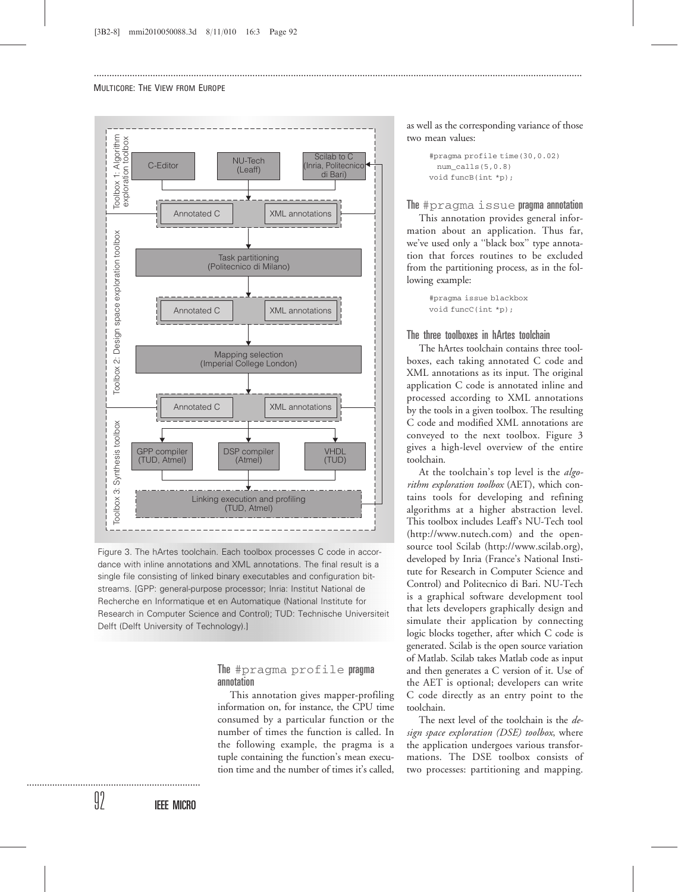Figure 3. The hArtes toolchain. Each toolbox processes C code in accordance with inline annotations and XML annotations. The final result is a single file consisting of linked binary executables and configuration bitstreams. [GPP: general-purpose processor; Inria: Institut National de Recherche en Informatique et en Automatique (National Institute for Research in Computer Science and Control); TUD: Technische Universiteit Delft (Delft University of Technology).]

### The `#pragma profile` pragma annotation

This annotation gives mapper-profiling information on, for instance, the CPU time consumed by a particular function or the number of times the function is called. In the following example, the pragma is a tuple containing the function's mean execution time and the number of times it's called, as well as the corresponding variance of those two mean values:

```
#pragma profile time(30,0.02)
  num_calls(5,0.8)
void funcB(int *p);
```

### The `#pragma issue` pragma annotation

This annotation provides general information about an application. Thus far, we've used only a "black box" type annotation that forces routines to be excluded from the partitioning process, as in the following example:

```
#pragma issue blackbox
void funcC(int *p);
```

### The three toolboxes in hArtes toolchain

The hArtes toolchain contains three toolboxes, each taking annotated C code and XML annotations as its input. The original application C code is annotated inline and processed according to XML annotations by the tools in a given toolbox. The resulting C code and modified XML annotations are conveyed to the next toolbox. Figure 3 gives a high-level overview of the entire toolchain.

At the toolchain's top level is the *algorithm exploration toolbox* (AET), which contains tools for developing and refining algorithms at a higher abstraction level. This toolbox includes Leaff's NU-Tech tool (http://www.nutech.com) and the open-source tool Scilab (http://www.scilab.org), developed by Inria (France's National Institute for Research in Computer Science and Control) and Politecnico di Bari. NU-Tech is a graphical software development tool that lets developers graphically design and simulate their application by connecting logic blocks together, after which C code is generated. Scilab is the open source variation of Matlab. Scilab takes Matlab code as input and then generates a C version of it. Use of the AET is optional; developers can write C code directly as an entry point to the toolchain.

The next level of the toolchain is the *design space exploration (DSE) toolbox*, where the application undergoes various transformations. The DSE toolbox consists of two processes: partitioning and mapping.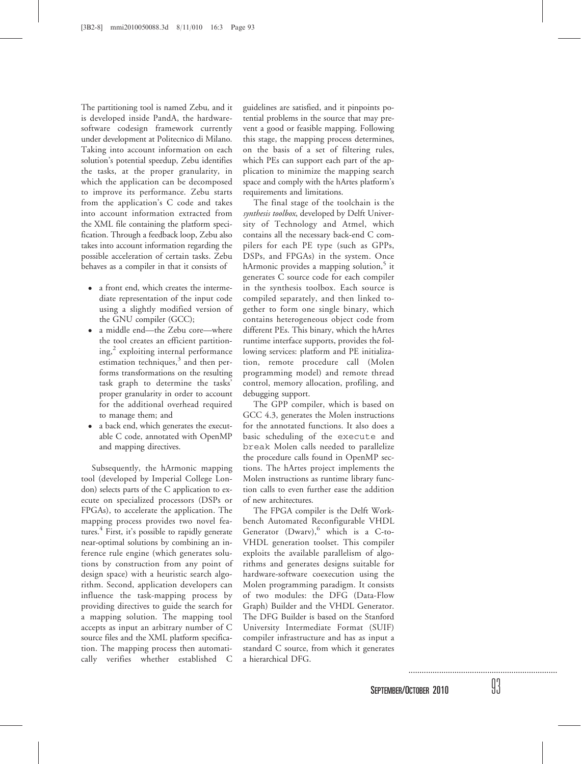The partitioning tool is named Zebu, and it is developed inside PandA, the hardware-software codesign framework currently under development at Politecnico di Milano. Taking into account information on each solution's potential speedup, Zebu identifies the tasks, at the proper granularity, in which the application can be decomposed to improve its performance. Zebu starts from the application's C code and takes into account information extracted from the XML file containing the platform specification. Through a feedback loop, Zebu also takes into account information regarding the possible acceleration of certain tasks. Zebu behaves as a compiler in that it consists of

- a front end, which creates the intermediate representation of the input code using a slightly modified version of the GNU compiler (GCC);
- a middle end—the Zebu core—where the tool creates an efficient partitioning,[2] exploiting internal performance estimation techniques,[3] and then performs transformations on the resulting task graph to determine the tasks' proper granularity in order to account for the additional overhead required to manage them; and
- a back end, which generates the executable C code, annotated with OpenMP and mapping directives.

Subsequently, the hArmonic mapping tool (developed by Imperial College London) selects parts of the C application to execute on specialized processors (DSPs or FPGAs), to accelerate the application. The mapping process provides two novel features.[4] First, it's possible to rapidly generate near-optimal solutions by combining an inference rule engine (which generates solutions by construction from any point of design space) with a heuristic search algorithm. Second, application developers can influence the task-mapping process by providing directives to guide the search for a mapping solution. The mapping tool accepts as input an arbitrary number of C source files and the XML platform specification. The mapping process then automatically verifies whether established C guidelines are satisfied, and it pinpoints potential problems in the source that may prevent a good or feasible mapping. Following this stage, the mapping process determines, on the basis of a set of filtering rules, which PEs can support each part of the application to minimize the mapping search space and comply with the hArtes platform's requirements and limitations.

The final stage of the toolchain is the *synthesis toolbox*, developed by Delft University of Technology and Atmel, which contains all the necessary back-end C compilers for each PE type (such as GPPs, DSPs, and FPGAs) in the system. Once hArmonic provides a mapping solution,[5] it generates C source code for each compiler in the synthesis toolbox. Each source is compiled separately, and then linked together to form one single binary, which contains heterogeneous object code from different PEs. This binary, which the hArtes runtime interface supports, provides the following services: platform and PE initialization, remote procedure call (Molen programming model) and remote thread control, memory allocation, profiling, and debugging support.

The GPP compiler, which is based on GCC 4.3, generates the Molen instructions for the annotated functions. It also does a basic scheduling of the `execute` and `break` Molen calls needed to parallelize the procedure calls found in OpenMP sections. The hArtes project implements the Molen instructions as runtime library function calls to even further ease the addition of new architectures.

The FPGA compiler is the Delft Workbench Automated Reconfigurable VHDL Generator (Dwarv),[6] which is a C-to-VHDL generation toolset. This compiler exploits the available parallelism of algorithms and generates designs suitable for hardware-software coexecution using the Molen programming paradigm. It consists of two modules: the DFG (Data-Flow Graph) Builder and the VHDL Generator. The DFG Builder is based on the Stanford University Intermediate Format (SUIF) compiler infrastructure and has as input a standard C source, from which it generates a hierarchical DFG.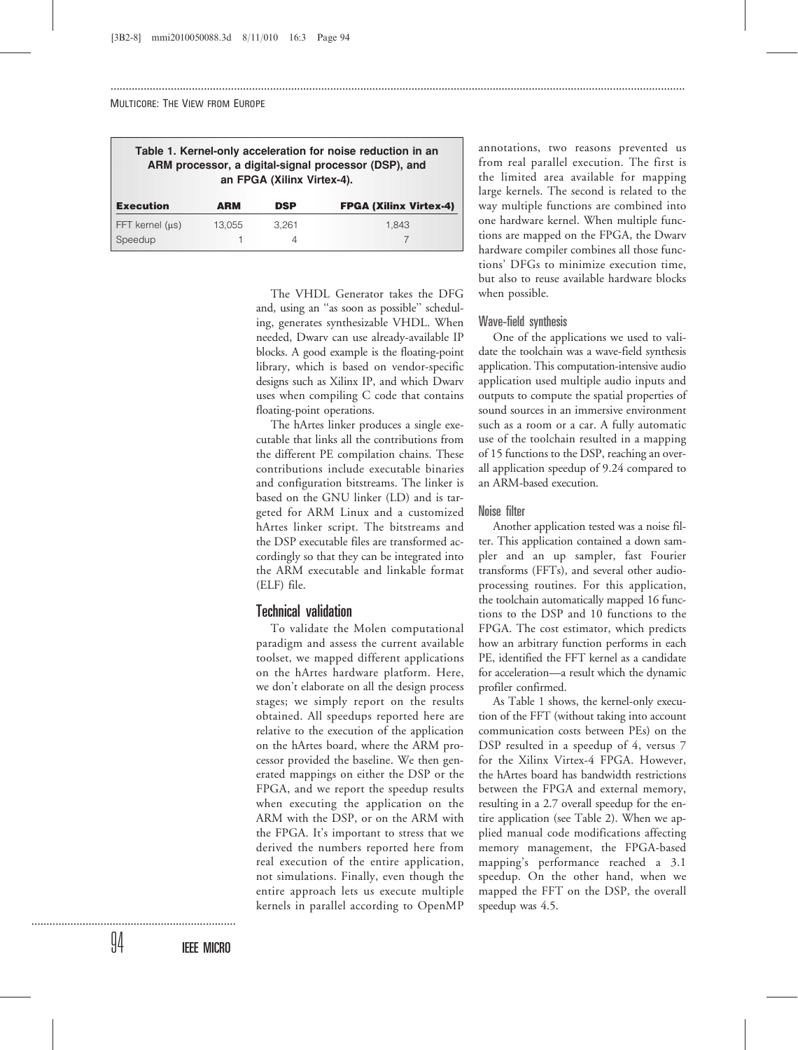**Table 1. Kernel-only acceleration for noise reduction in an ARM processor, a digital-signal processor (DSP), and an FPGA (Xilinx Virtex-4).**

| Execution | ARM | DSP | FPGA (Xilinx Virtex-4) |
|---|---|---|---|
| FFT kernel (μs) | 13,055 | 3,261 | 1,843 |
| Speedup | 1 | 4 | 7 |

The VHDL Generator takes the DFG and, using an "as soon as possible" scheduling, generates synthesizable VHDL. When needed, Dwarv can use already-available IP blocks. A good example is the floating-point library, which is based on vendor-specific designs such as Xilinx IP, and which Dwarv uses when compiling C code that contains floating-point operations.

The hArtes linker produces a single executable that links all the contributions from the different PE compilation chains. These contributions include executable binaries and configuration bitstreams. The linker is based on the GNU linker (LD) and is targeted for ARM Linux and a customized hArtes linker script. The bitstreams and the DSP executable files are transformed accordingly so that they can be integrated into the ARM executable and linkable format (ELF) file.

## Technical validation

To validate the Molen computational paradigm and assess the current available toolset, we mapped different applications on the hArtes hardware platform. Here, we don't elaborate on all the design process stages; we simply report on the results obtained. All speedups reported here are relative to the execution of the application on the hArtes board, where the ARM processor provided the baseline. We then generated mappings on either the DSP or the FPGA, and we report the speedup results when executing the application on the ARM with the DSP, or on the ARM with the FPGA. It's important to stress that we derived the numbers reported here from real execution of the entire application, not simulations. Finally, even though the entire approach lets us execute multiple kernels in parallel according to OpenMP annotations, two reasons prevented us from real parallel execution. The first is the limited area available for mapping large kernels. The second is related to the way multiple functions are combined into one hardware kernel. When multiple functions are mapped on the FPGA, the Dwarv hardware compiler combines all those functions' DFGs to minimize execution time, but also to reuse available hardware blocks when possible.

### Wave-field synthesis

One of the applications we used to validate the toolchain was a wave-field synthesis application. This computation-intensive audio application used multiple audio inputs and outputs to compute the spatial properties of sound sources in an immersive environment such as a room or a car. A fully automatic use of the toolchain resulted in a mapping of 15 functions to the DSP, reaching an overall application speedup of 9.24 compared to an ARM-based execution.

### Noise filter

Another application tested was a noise filter. This application contained a down sampler and an up sampler, fast Fourier transforms (FFTs), and several other audio-processing routines. For this application, the toolchain automatically mapped 16 functions to the DSP and 10 functions to the FPGA. The cost estimator, which predicts how an arbitrary function performs in each PE, identified the FFT kernel as a candidate for acceleration—a result which the dynamic profiler confirmed.

As Table 1 shows, the kernel-only execution of the FFT (without taking into account communication costs between PEs) on the DSP resulted in a speedup of 4, versus 7 for the Xilinx Virtex-4 FPGA. However, the hArtes board has bandwidth restrictions between the FPGA and external memory, resulting in a 2.7 overall speedup for the entire application (see Table 2). When we applied manual code modifications affecting memory management, the FPGA-based mapping's performance reached a 3.1 speedup. On the other hand, when we mapped the FFT on the DSP, the overall speedup was 4.5.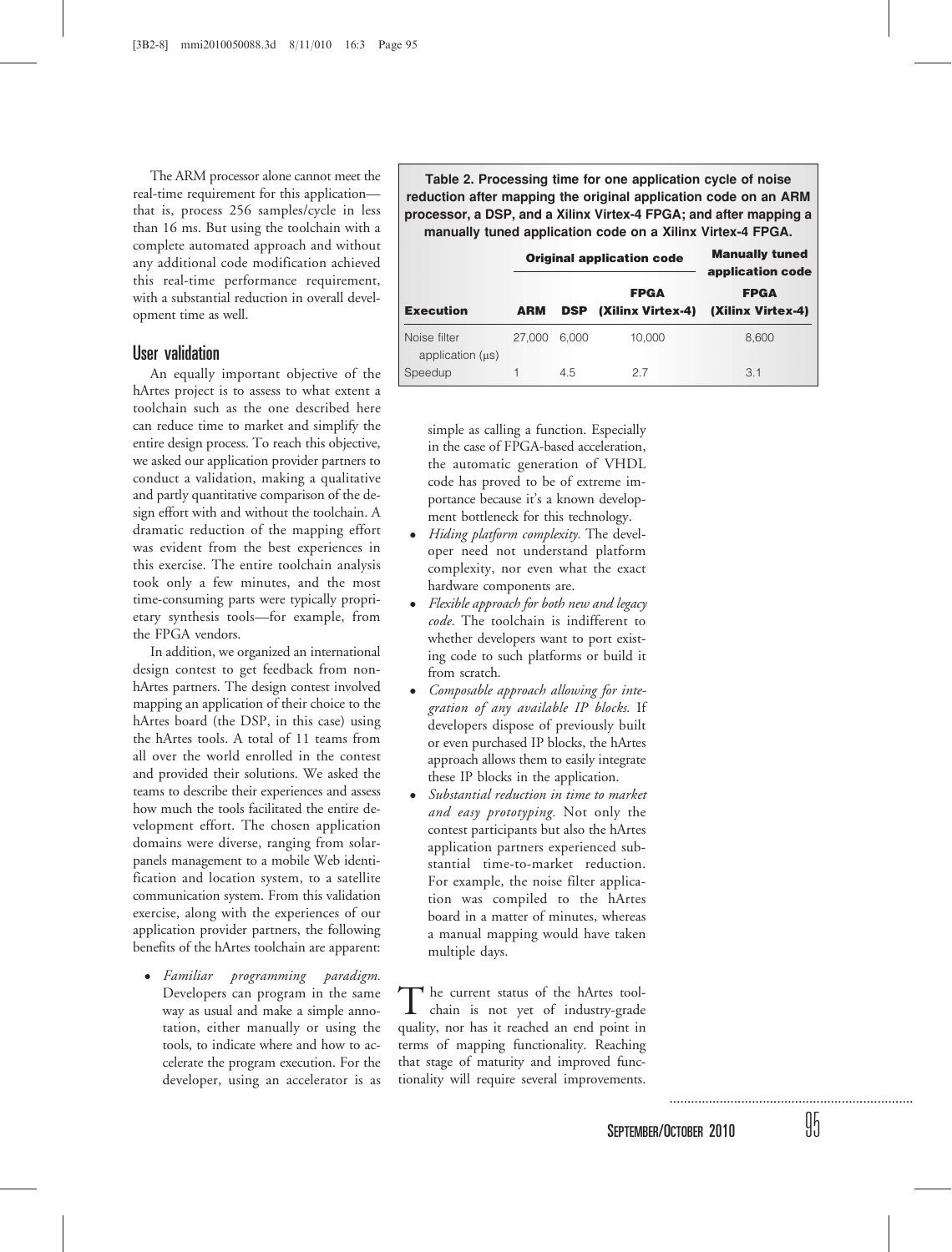The ARM processor alone cannot meet the real-time requirement for this application—that is, process 256 samples/cycle in less than 16 ms. But using the toolchain with a complete automated approach and without any additional code modification achieved this real-time performance requirement, with a substantial reduction in overall development time as well.

## User validation

An equally important objective of the hArtes project is to assess to what extent a toolchain such as the one described here can reduce time to market and simplify the entire design process. To reach this objective, we asked our application provider partners to conduct a validation, making a qualitative and partly quantitative comparison of the design effort with and without the toolchain. A dramatic reduction of the mapping effort was evident from the best experiences in this exercise. The entire toolchain analysis took only a few minutes, and the most time-consuming parts were typically proprietary synthesis tools—for example, from the FPGA vendors.

In addition, we organized an international design contest to get feedback from non-hArtes partners. The design contest involved mapping an application of their choice to the hArtes board (the DSP, in this case) using the hArtes tools. A total of 11 teams from all over the world enrolled in the contest and provided their solutions. We asked the teams to describe their experiences and assess how much the tools facilitated the entire development effort. The chosen application domains were diverse, ranging from solar-panels management to a mobile Web identification and location system, to a satellite communication system. From this validation exercise, along with the experiences of our application provider partners, the following benefits of the hArtes toolchain are apparent:

- *Familiar programming paradigm.* Developers can program in the same way as usual and make a simple annotation, either manually or using the tools, to indicate where and how to accelerate the program execution. For the developer, using an accelerator is as simple as calling a function. Especially in the case of FPGA-based acceleration, the automatic generation of VHDL code has proved to be of extreme importance because it's a known development bottleneck for this technology.
- *Hiding platform complexity.* The developer need not understand platform complexity, nor even what the exact hardware components are.
- *Flexible approach for both new and legacy code.* The toolchain is indifferent to whether developers want to port existing code to such platforms or build it from scratch.
- *Composable approach allowing for integration of any available IP blocks.* If developers dispose of previously built or even purchased IP blocks, the hArtes approach allows them to easily integrate these IP blocks in the application.
- *Substantial reduction in time to market and easy prototyping.* Not only the contest participants but also the hArtes application partners experienced substantial time-to-market reduction. For example, the noise filter application was compiled to the hArtes board in a matter of minutes, whereas a manual mapping would have taken multiple days.

**Table 2. Processing time for one application cycle of noise reduction after mapping the original application code on an ARM processor, a DSP, and a Xilinx Virtex-4 FPGA; and after mapping a manually tuned application code on a Xilinx Virtex-4 FPGA.**

| | Original application code | | | Manually tuned application code |
|---|---|---|---|---|
| **Execution** | **ARM** | **DSP** | **FPGA (Xilinx Virtex-4)** | **FPGA (Xilinx Virtex-4)** |
| Noise filter application (μs) | 27,000 | 6,000 | 10,000 | 8,600 |
| Speedup | 1 | 4.5 | 2.7 | 3.1 |

The current status of the hArtes toolchain is not yet of industry-grade quality, nor has it reached an end point in terms of mapping functionality. Reaching that stage of maturity and improved functionality will require several improvements.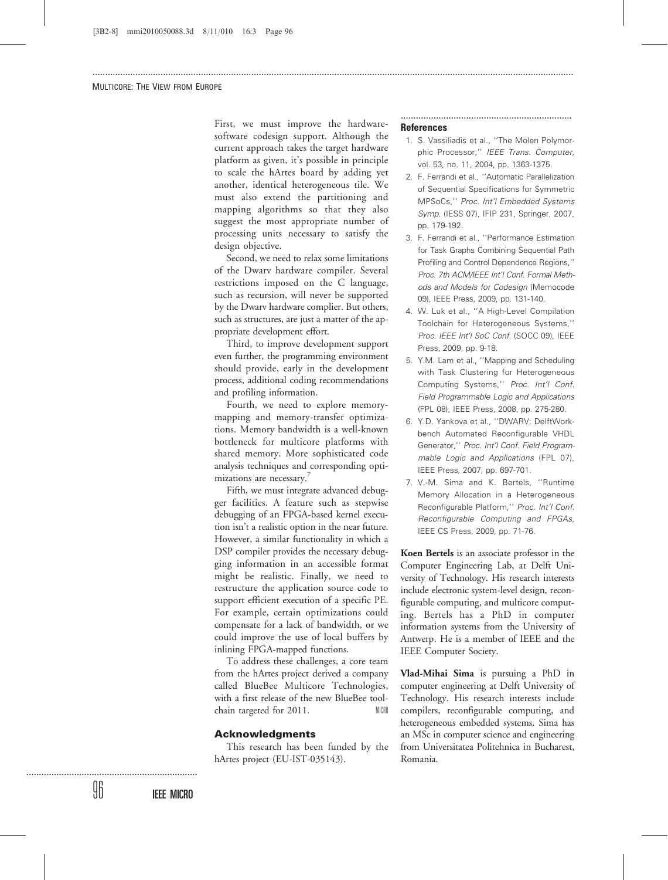First, we must improve the hardware-software codesign support. Although the current approach takes the target hardware platform as given, it's possible in principle to scale the hArtes board by adding yet another, identical heterogeneous tile. We must also extend the partitioning and mapping algorithms so that they also suggest the most appropriate number of processing units necessary to satisfy the design objective.

Second, we need to relax some limitations of the Dwarv hardware compiler. Several restrictions imposed on the C language, such as recursion, will never be supported by the Dwarv hardware complier. But others, such as structures, are just a matter of the appropriate development effort.

Third, to improve development support even further, the programming environment should provide, early in the development process, additional coding recommendations and profiling information.

Fourth, we need to explore memory-mapping and memory-transfer optimizations. Memory bandwidth is a well-known bottleneck for multicore platforms with shared memory. More sophisticated code analysis techniques and corresponding optimizations are necessary.[7]

Fifth, we must integrate advanced debugger facilities. A feature such as stepwise debugging of an FPGA-based kernel execution isn't a realistic option in the near future. However, a similar functionality in which a DSP compiler provides the necessary debugging information in an accessible format might be realistic. Finally, we need to restructure the application source code to support efficient execution of a specific PE. For example, certain optimizations could compensate for a lack of bandwidth, or we could improve the use of local buffers by inlining FPGA-mapped functions.

To address these challenges, a core team from the hArtes project derived a company called BlueBee Multicore Technologies, with a first release of the new BlueBee toolchain targeted for 2011.

## Acknowledgments

This research has been funded by the hArtes project (EU-IST-035143).

## References

1. S. Vassiliadis et al., "The Molen Polymorphic Processor," *IEEE Trans. Computer,* vol. 53, no. 11, 2004, pp. 1363-1375.
2. F. Ferrandi et al., "Automatic Parallelization of Sequential Specifications for Symmetric MPSoCs," *Proc. Int'l Embedded Systems Symp.* (IESS 07), IFIP 231, Springer, 2007, pp. 179-192.
3. F. Ferrandi et al., "Performance Estimation for Task Graphs Combining Sequential Path Profiling and Control Dependence Regions," *Proc. 7th ACM/IEEE Int'l Conf. Formal Methods and Models for Codesign* (Memocode 09), IEEE Press, 2009, pp. 131-140.
4. W. Luk et al., "A High-Level Compilation Toolchain for Heterogeneous Systems," *Proc. IEEE Int'l SoC Conf.* (SOCC 09), IEEE Press, 2009, pp. 9-18.
5. Y.M. Lam et al., "Mapping and Scheduling with Task Clustering for Heterogeneous Computing Systems," *Proc. Int'l Conf. Field Programmable Logic and Applications* (FPL 08), IEEE Press, 2008, pp. 275-280.
6. Y.D. Yankova et al., "DWARV: DelftWorkbench Automated Reconfigurable VHDL Generator," *Proc. Int'l Conf. Field Programmable Logic and Applications* (FPL 07), IEEE Press, 2007, pp. 697-701.
7. V.-M. Sima and K. Bertels, "Runtime Memory Allocation in a Heterogeneous Reconfigurable Platform," *Proc. Int'l Conf. Reconfigurable Computing and FPGAs,* IEEE CS Press, 2009, pp. 71-76.

**Koen Bertels** is an associate professor in the Computer Engineering Lab, at Delft University of Technology. His research interests include electronic system-level design, reconfigurable computing, and multicore computing. Bertels has a PhD in computer information systems from the University of Antwerp. He is a member of IEEE and the IEEE Computer Society.

**Vlad-Mihai Sima** is pursuing a PhD in computer engineering at Delft University of Technology. His research interests include compilers, reconfigurable computing, and heterogeneous embedded systems. Sima has an MSc in computer science and engineering from Universitatea Politehnica in Bucharest, Romania.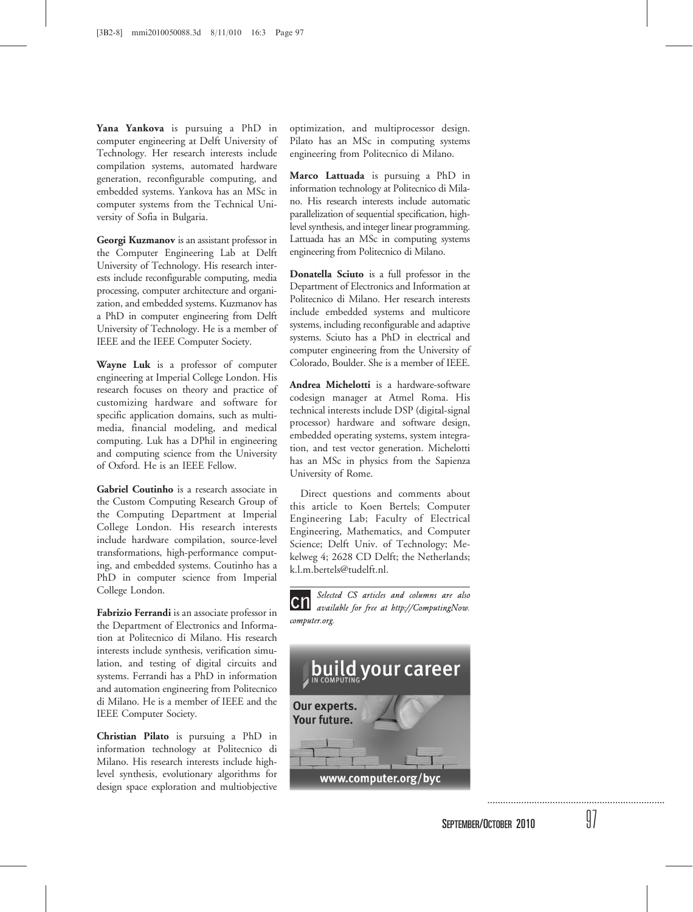**Yana Yankova** is pursuing a PhD in computer engineering at Delft University of Technology. Her research interests include compilation systems, automated hardware generation, reconfigurable computing, and embedded systems. Yankova has an MSc in computer systems from the Technical University of Sofia in Bulgaria.

**Georgi Kuzmanov** is an assistant professor in the Computer Engineering Lab at Delft University of Technology. His research interests include reconfigurable computing, media processing, computer architecture and organization, and embedded systems. Kuzmanov has a PhD in computer engineering from Delft University of Technology. He is a member of IEEE and the IEEE Computer Society.

**Wayne Luk** is a professor of computer engineering at Imperial College London. His research focuses on theory and practice of customizing hardware and software for specific application domains, such as multimedia, financial modeling, and medical computing. Luk has a DPhil in engineering and computing science from the University of Oxford. He is an IEEE Fellow.

**Gabriel Coutinho** is a research associate in the Custom Computing Research Group of the Computing Department at Imperial College London. His research interests include hardware compilation, source-level transformations, high-performance computing, and embedded systems. Coutinho has a PhD in computer science from Imperial College London.

**Fabrizio Ferrandi** is an associate professor in the Department of Electronics and Information at Politecnico di Milano. His research interests include synthesis, verification simulation, and testing of digital circuits and systems. Ferrandi has a PhD in information and automation engineering from Politecnico di Milano. He is a member of IEEE and the IEEE Computer Society.

**Christian Pilato** is pursuing a PhD in information technology at Politecnico di Milano. His research interests include high-level synthesis, evolutionary algorithms for design space exploration and multiobjective optimization, and multiprocessor design. Pilato has an MSc in computing systems engineering from Politecnico di Milano.

**Marco Lattuada** is pursuing a PhD in information technology at Politecnico di Milano. His research interests include automatic parallelization of sequential specification, high-level synthesis, and integer linear programming. Lattuada has an MSc in computing systems engineering from Politecnico di Milano.

**Donatella Sciuto** is a full professor in the Department of Electronics and Information at Politecnico di Milano. Her research interests include embedded systems and multicore systems, including reconfigurable and adaptive systems. Sciuto has a PhD in electrical and computer engineering from the University of Colorado, Boulder. She is a member of IEEE.

**Andrea Michelotti** is a hardware-software codesign manager at Atmel Roma. His technical interests include DSP (digital-signal processor) hardware and software design, embedded operating systems, system integration, and test vector generation. Michelotti has an MSc in physics from the Sapienza University of Rome.

Direct questions and comments about this article to Koen Bertels; Computer Engineering Lab; Faculty of Electrical Engineering, Mathematics, and Computer Science; Delft Univ. of Technology; Mekelweg 4; 2628 CD Delft; the Netherlands; k.l.m.bertels@tudelft.nl.

cn *Selected CS articles and columns are also available for free at http://ComputingNow.computer.org.*

build your career IN COMPUTING

Our experts. Your future.

www.computer.org/byc